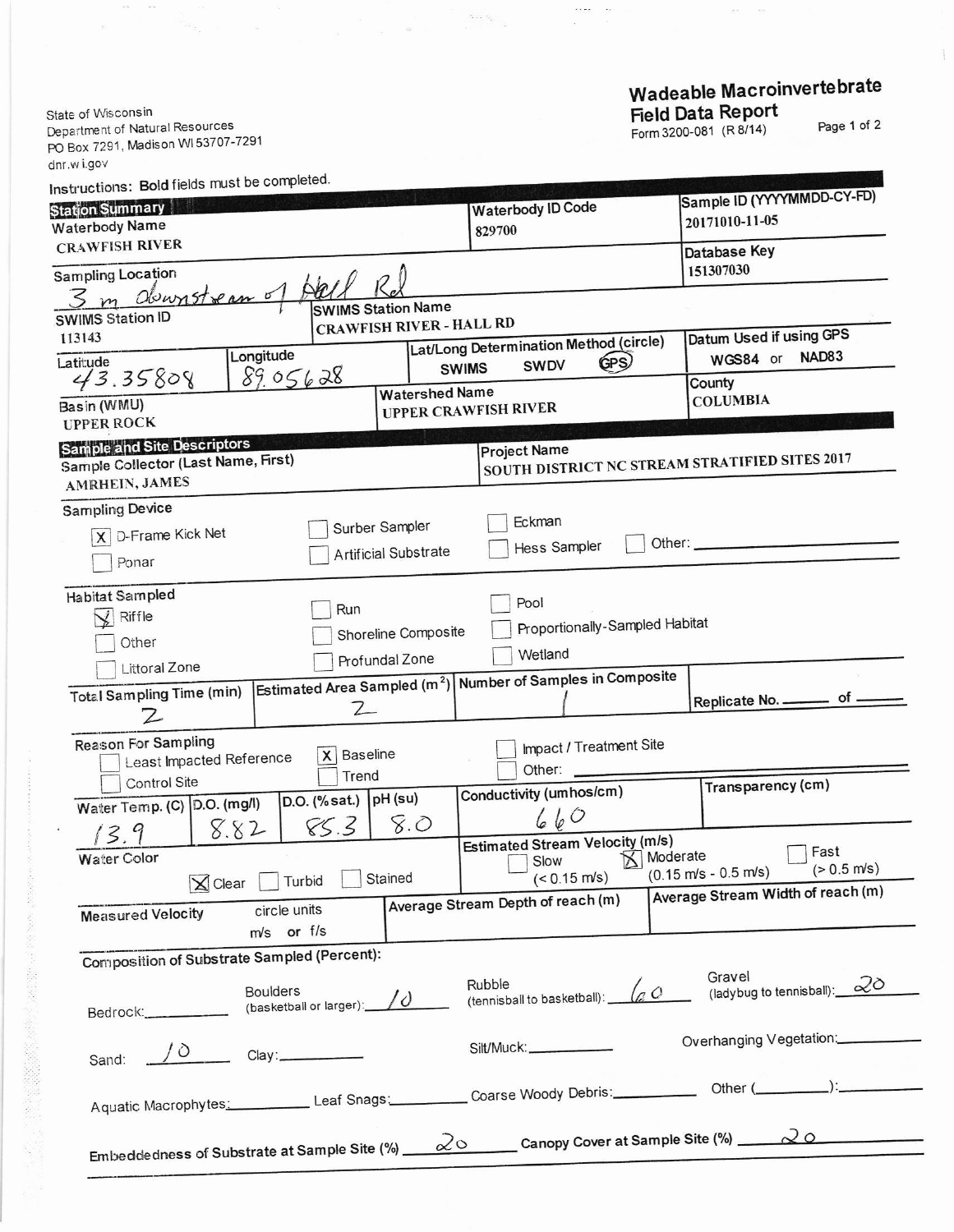State of Wisconsin
Department of Natural Resources
PO Box 7291, Madison WI 53707-7291
dnr.wi.gov

# Wadeable Macroinvertebrate Field Data Report

Form 3200-081 (R 8/14)

Instructions: **Bold fields must be completed.**

## Station Summary

| **Waterbody Name** | **Waterbody ID Code** | **Sample ID (YYYYMMDD-CY-FD)** |
|---|---|---|
| CRAWFISH RIVER | 829700 | 20171010-11-05 |

| **Sampling Location** | **Database Key** |
|---|---|
| 3 m downstream of Hall Rd | 151307030 |

| **SWIMS Station ID** | **SWIMS Station Name** |
|---|---|
| 113143 | CRAWFISH RIVER - HALL RD |

| **Latitude** | **Longitude** | **Lat/Long Determination Method (circle)** | **Datum Used if using GPS** |
|---|---|---|---|
| 43.35808 | 89.05628 | SWIMS SWDV (GPS) | WGS84 or NAD83 |

| **Basin (WMU)** | **Watershed Name** | **County** |
|---|---|---|
| UPPER ROCK | UPPER CRAWFISH RIVER | COLUMBIA |

## Sample and Site Descriptors

| **Sample Collector (Last Name, First)** | **Project Name** |
|---|---|
| AMRHEIN, JAMES | SOUTH DISTRICT NC STREAM STRATIFIED SITES 2017 |

**Sampling Device**

- [X] D-Frame Kick Net
- [ ] Ponar
- [ ] Surber Sampler
- [ ] Artificial Substrate
- [ ] Eckman
- [ ] Hess Sampler
- [ ] Other: ______

**Habitat Sampled**

- [X] Riffle
- [ ] Other
- [ ] Littoral Zone
- [ ] Run
- [ ] Shoreline Composite
- [ ] Profundal Zone
- [ ] Pool
- [ ] Proportionally-Sampled Habitat
- [ ] Wetland

| **Total Sampling Time (min)** | **Estimated Area Sampled (m²)** | **Number of Samples in Composite** | Replicate No. ___ of ___ |
|---|---|---|---|
| 2 | 2 | 1 | |

**Reason For Sampling**

- [ ] Least Impacted Reference
- [ ] Control Site
- [X] Baseline
- [ ] Trend
- [ ] Impact / Treatment Site
- [ ] Other: ______

| **Water Temp. (C)** | **D.O. (mg/l)** | **D.O. (% sat.)** | **pH (su)** | **Conductivity (umhos/cm)** | **Transparency (cm)** |
|---|---|---|---|---|---|
| 13.9 | 8.82 | 85.3 | 8.0 | 660 | |

**Water Color**

- [X] Clear
- [ ] Turbid
- [ ] Stained

**Estimated Stream Velocity (m/s)**

- [ ] Slow (< 0.15 m/s)
- [X] Moderate (0.15 m/s - 0.5 m/s)
- [ ] Fast (> 0.5 m/s)

| Measured Velocity | circle units m/s or f/s | Average Stream Depth of reach (m) | Average Stream Width of reach (m) |
|---|---|---|---|
| | | | |

**Composition of Substrate Sampled (Percent):**

Bedrock: ______ Boulders (basketball or larger): 10 Rubble (tennisball to basketball): 60 Gravel (ladybug to tennisball): 20

Sand: 10 Clay: ______ Silt/Muck: ______ Overhanging Vegetation: ______

Aquatic Macrophytes: ______ Leaf Snags: ______ Coarse Woody Debris: ______ Other (______): ______

Embeddedness of Substrate at Sample Site (%) 20 Canopy Cover at Sample Site (%) 20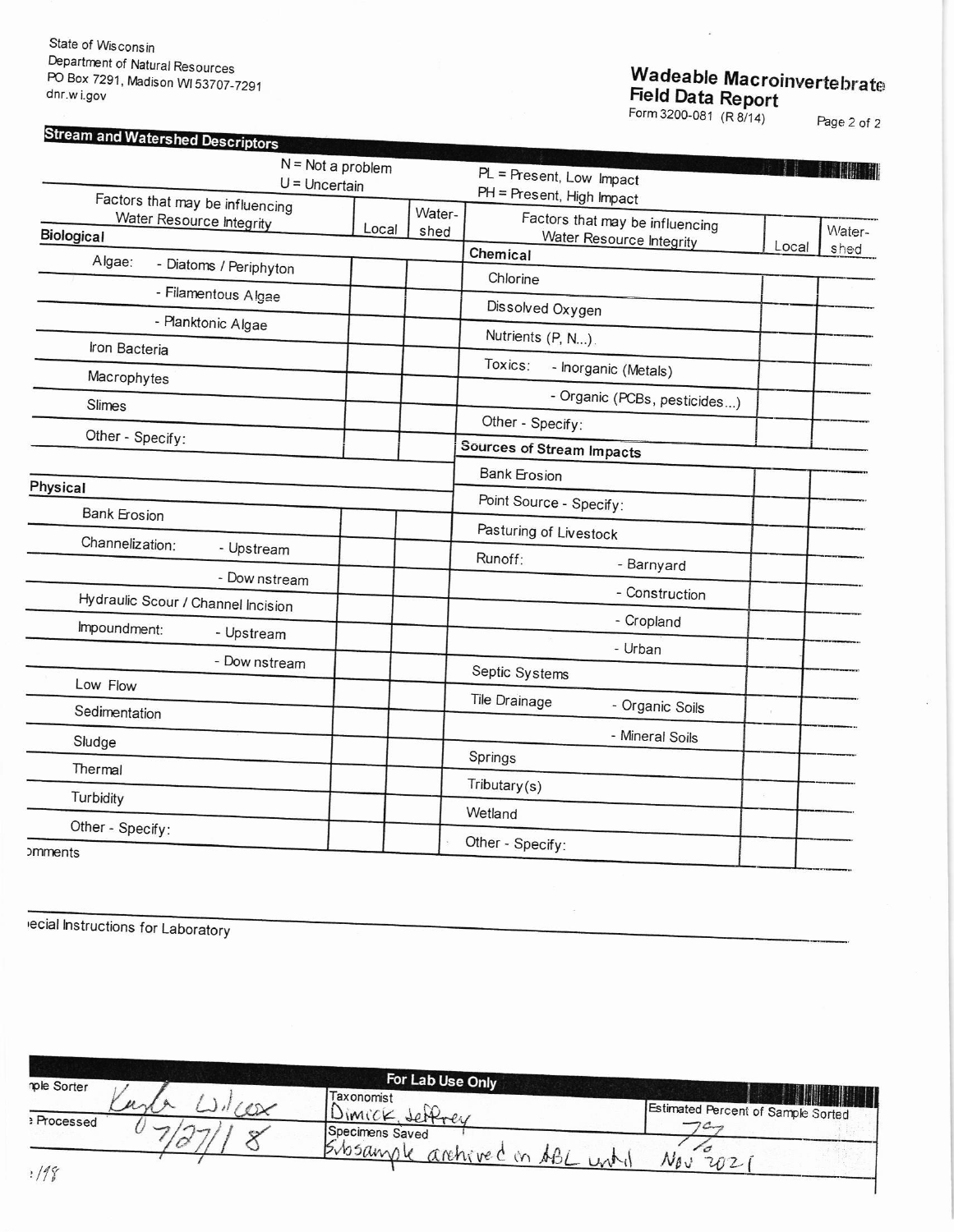State of Wisconsin
Department of Natural Resources
PO Box 7291, Madison WI 53707-7291
dnr.wi.gov

# Wadeable Macroinvertebrate Field Data Report

Form 3200-081 (R 8/14)

## Stream and Watershed Descriptors

N = Not a problem
U = Uncertain
PL = Present, Low Impact
PH = Present, High Impact

| Factors that may be influencing Water Resource Integrity | | Local | Watershed | Factors that may be influencing Water Resource Integrity | | Local | Watershed |
|---|---|---|---|---|---|---|---|
| **Biological** | | | | **Chemical** | | | |
| Algae: | - Diatoms / Periphyton | | | Chlorine | | | |
| | - Filamentous Algae | | | Dissolved Oxygen | | | |
| | - Planktonic Algae | | | Nutrients (P, N...) | | | |
| Iron Bacteria | | | | Toxics: | - Inorganic (Metals) | | |
| Macrophytes | | | | | - Organic (PCBs, pesticides...) | | |
| Slimes | | | | Other - Specify: | | | |
| Other - Specify: | | | | **Sources of Stream Impacts** | | | |
| | | | | Bank Erosion | | | |
| **Physical** | | | | Point Source - Specify: | | | |
| Bank Erosion | | | | Pasturing of Livestock | | | |
| Channelization: | - Upstream | | | Runoff: | - Barnyard | | |
| | - Downstream | | | | - Construction | | |
| Hydraulic Scour / Channel Incision | | | | | - Cropland | | |
| Impoundment: | - Upstream | | | | - Urban | | |
| | - Downstream | | | Septic Systems | | | |
| Low Flow | | | | Tile Drainage | - Organic Soils | | |
| Sedimentation | | | | | - Mineral Soils | | |
| Sludge | | | | Springs | | | |
| Thermal | | | | Tributary(s) | | | |
| Turbidity | | | | Wetland | | | |
| Other - Specify: | | | | Other - Specify: | | | |

Comments

Special Instructions for Laboratory

### For Lab Use Only

| | | |
|---|---|---|
| Sample Sorter: Kayla Wilcox | Taxonomist: Dimick, Jeffrey | Estimated Percent of Sample Sorted: 7% |
| Date Processed: 7/27/18 | Specimens Saved: Subsample archived in ABL until Nov 2021 | |

:/98